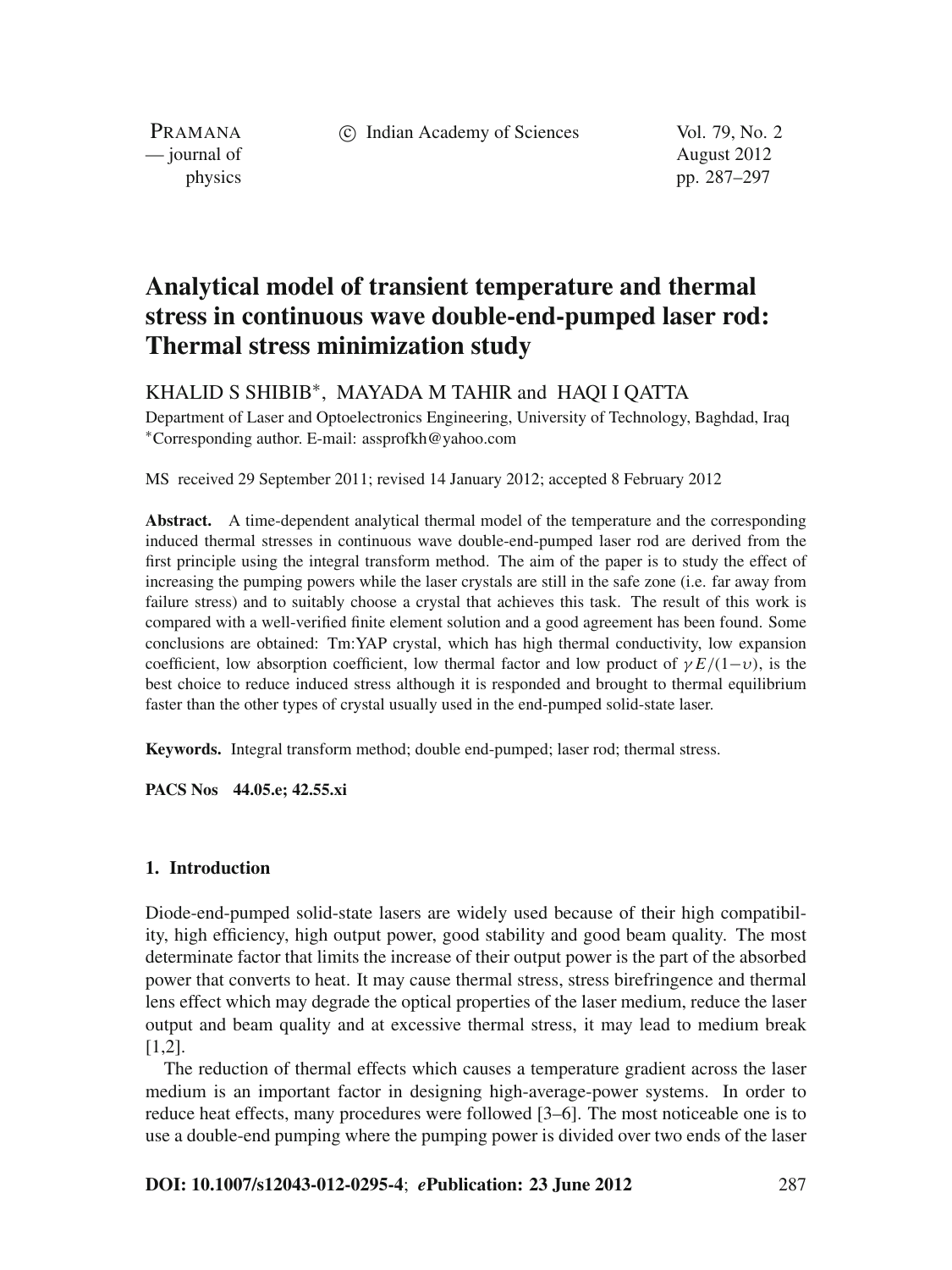# Analytical model of transient temperature and thermal stress in continuous wave double-end-pumped laser rod: Thermal stress minimization study

KHALID S SHIBIB*, MAYADA M TAHIR and HAQI I QATTA

Department of Laser and Optoelectronics Engineering, University of Technology, Baghdad, Iraq
*Corresponding author. E-mail: assprofkh@yahoo.com

MS received 29 September 2011; revised 14 January 2012; accepted 8 February 2012

**Abstract.** A time-dependent analytical thermal model of the temperature and the corresponding induced thermal stresses in continuous wave double-end-pumped laser rod are derived from the first principle using the integral transform method. The aim of the paper is to study the effect of increasing the pumping powers while the laser crystals are still in the safe zone (i.e. far away from failure stress) and to suitably choose a crystal that achieves this task. The result of this work is compared with a well-verified finite element solution and a good agreement has been found. Some conclusions are obtained: Tm:YAP crystal, which has high thermal conductivity, low expansion coefficient, low absorption coefficient, low thermal factor and low product of $\gamma E/(1-\upsilon)$, is the best choice to reduce induced stress although it is responded and brought to thermal equilibrium faster than the other types of crystal usually used in the end-pumped solid-state laser.

**Keywords.** Integral transform method; double end-pumped; laser rod; thermal stress.

**PACS Nos** 44.05.e; 42.55.xi

## 1. Introduction

Diode-end-pumped solid-state lasers are widely used because of their high compatibility, high efficiency, high output power, good stability and good beam quality. The most determinate factor that limits the increase of their output power is the part of the absorbed power that converts to heat. It may cause thermal stress, stress birefringence and thermal lens effect which may degrade the optical properties of the laser medium, reduce the laser output and beam quality and at excessive thermal stress, it may lead to medium break [1,2].

The reduction of thermal effects which causes a temperature gradient across the laser medium is an important factor in designing high-average-power systems. In order to reduce heat effects, many procedures were followed [3–6]. The most noticeable one is to use a double-end pumping where the pumping power is divided over two ends of the laser

**DOI: 10.1007/s12043-012-0295-4**; ***e*Publication: 23 June 2012**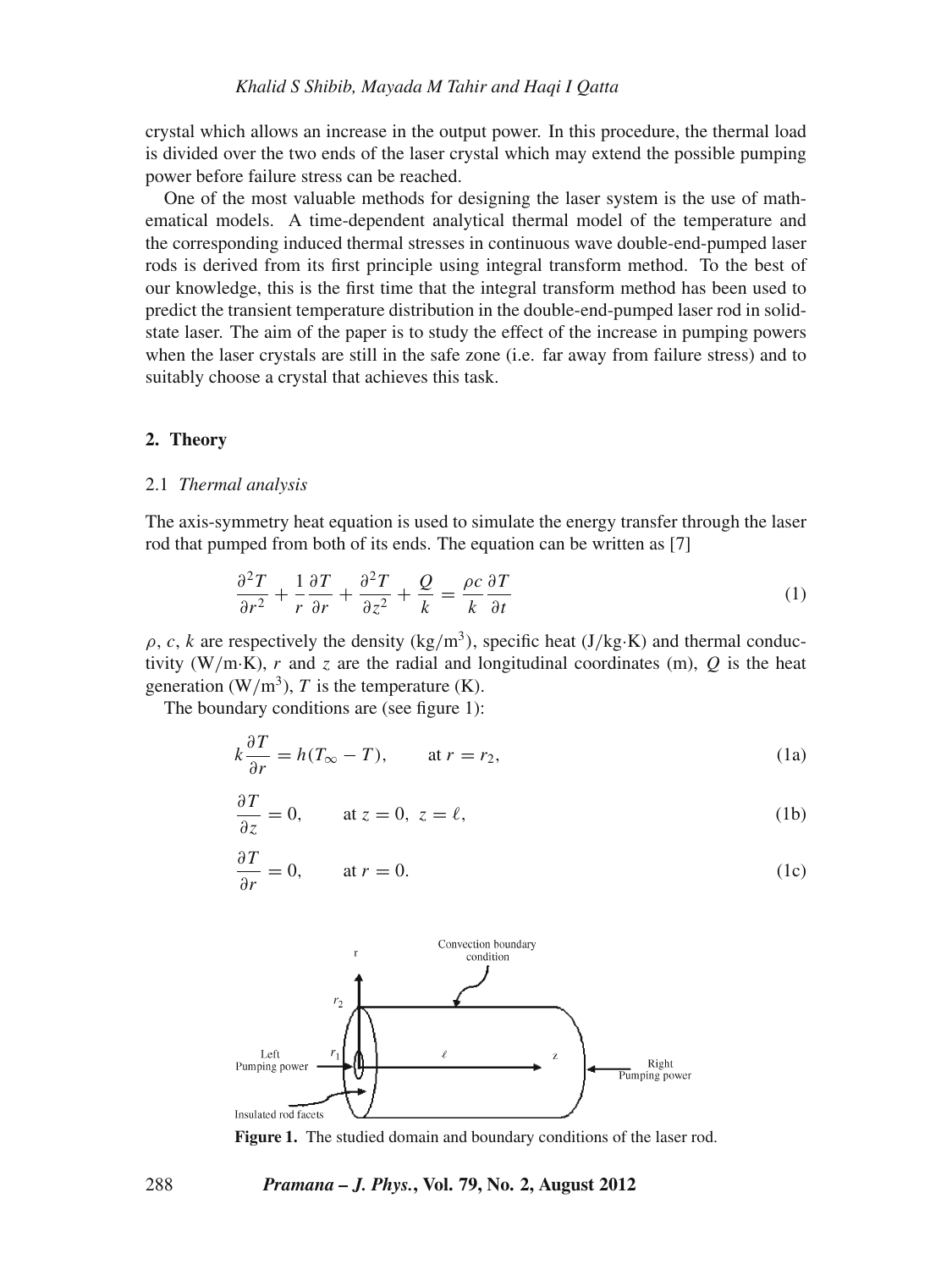crystal which allows an increase in the output power. In this procedure, the thermal load is divided over the two ends of the laser crystal which may extend the possible pumping power before failure stress can be reached.

One of the most valuable methods for designing the laser system is the use of mathematical models. A time-dependent analytical thermal model of the temperature and the corresponding induced thermal stresses in continuous wave double-end-pumped laser rods is derived from its first principle using integral transform method. To the best of our knowledge, this is the first time that the integral transform method has been used to predict the transient temperature distribution in the double-end-pumped laser rod in solid-state laser. The aim of the paper is to study the effect of the increase in pumping powers when the laser crystals are still in the safe zone (i.e. far away from failure stress) and to suitably choose a crystal that achieves this task.

## 2. Theory

### 2.1 *Thermal analysis*

The axis-symmetry heat equation is used to simulate the energy transfer through the laser rod that pumped from both of its ends. The equation can be written as [7]

$$\frac{\partial^2 T}{\partial r^2} + \frac{1}{r}\frac{\partial T}{\partial r} + \frac{\partial^2 T}{\partial z^2} + \frac{Q}{k} = \frac{\rho c}{k}\frac{\partial T}{\partial t} \tag{1}$$

$\rho$, $c$, $k$ are respectively the density (kg/m$^3$), specific heat (J/kg·K) and thermal conductivity (W/m·K), $r$ and $z$ are the radial and longitudinal coordinates (m), $Q$ is the heat generation (W/m$^3$), $T$ is the temperature (K).

The boundary conditions are (see figure 1):

$$k\frac{\partial T}{\partial r} = h(T_\infty - T), \qquad \text{at } r = r_2, \tag{1a}$$

$$\frac{\partial T}{\partial z} = 0, \qquad \text{at } z = 0,\ z = \ell, \tag{1b}$$

$$\frac{\partial T}{\partial r} = 0, \qquad \text{at } r = 0. \tag{1c}$$

**Figure 1.** The studied domain and boundary conditions of the laser rod.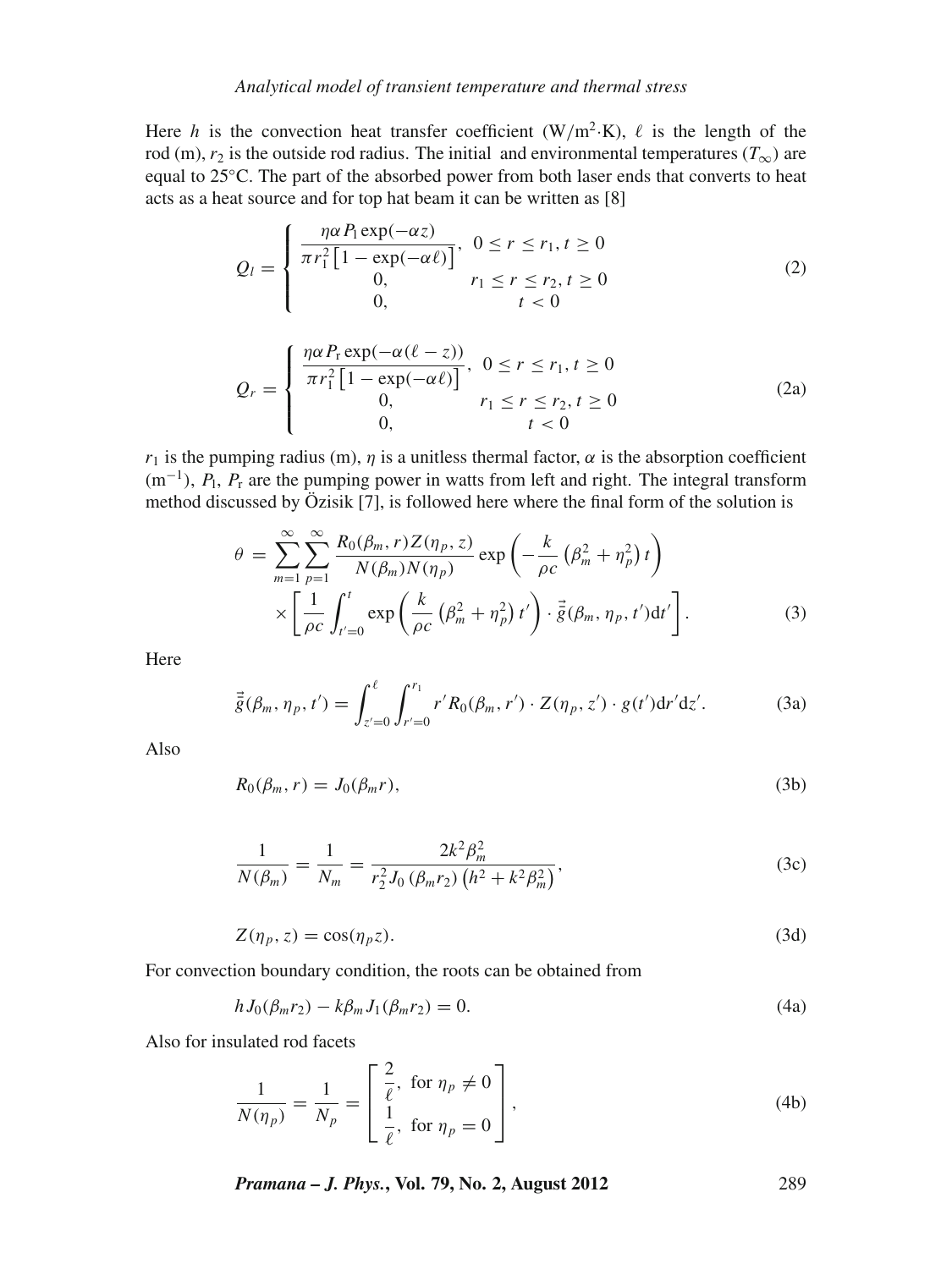Here $h$ is the convection heat transfer coefficient (W/m$^2$·K), $\ell$ is the length of the rod (m), $r_2$ is the outside rod radius. The initial and environmental temperatures ($T_\infty$) are equal to 25°C. The part of the absorbed power from both laser ends that converts to heat acts as a heat source and for top hat beam it can be written as [8]

$$
Q_l = \begin{cases} \dfrac{\eta \alpha P_\mathrm{l} \exp(-\alpha z)}{\pi r_1^2 \left[1 - \exp(-\alpha \ell)\right]}, & 0 \le r \le r_1, t \ge 0 \\ 0, & r_1 \le r \le r_2, t \ge 0 \\ 0, & t < 0 \end{cases} \tag{2}
$$

$$
Q_r = \begin{cases} \dfrac{\eta \alpha P_\mathrm{r} \exp(-\alpha(\ell - z))}{\pi r_1^2 \left[1 - \exp(-\alpha \ell)\right]}, & 0 \le r \le r_1, t \ge 0 \\ 0, & r_1 \le r \le r_2, t \ge 0 \\ 0, & t < 0 \end{cases} \tag{2a}
$$

$r_1$ is the pumping radius (m), $\eta$ is a unitless thermal factor, $\alpha$ is the absorption coefficient (m$^{-1}$), $P_\mathrm{l}$, $P_\mathrm{r}$ are the pumping power in watts from left and right. The integral transform method discussed by Özisik [7], is followed here where the final form of the solution is

$$
\theta = \sum_{m=1}^{\infty} \sum_{p=1}^{\infty} \frac{R_0(\beta_m, r) Z(\eta_p, z)}{N(\beta_m) N(\eta_p)} \exp\left(-\frac{k}{\rho c}\left(\beta_m^2 + \eta_p^2\right) t\right) \times \left[\frac{1}{\rho c} \int_{t'=0}^{t} \exp\left(\frac{k}{\rho c}\left(\beta_m^2 + \eta_p^2\right) t'\right) \cdot \bar{\bar{g}}(\beta_m, \eta_p, t') \mathrm{d}t'\right]. \tag{3}
$$

Here

$$
\bar{\bar{g}}(\beta_m, \eta_p, t') = \int_{z'=0}^{\ell} \int_{r'=0}^{r_1} r' R_0(\beta_m, r') \cdot Z(\eta_p, z') \cdot g(t') \mathrm{d}r' \mathrm{d}z'. \tag{3a}
$$

Also

$$
R_0(\beta_m, r) = J_0(\beta_m r), \tag{3b}
$$

$$
\frac{1}{N(\beta_m)} = \frac{1}{N_m} = \frac{2k^2 \beta_m^2}{r_2^2 J_0\left(\beta_m r_2\right)\left(h^2 + k^2 \beta_m^2\right)}, \tag{3c}
$$

$$
Z(\eta_p, z) = \cos(\eta_p z). \tag{3d}
$$

For convection boundary condition, the roots can be obtained from

$$
h J_0(\beta_m r_2) - k \beta_m J_1(\beta_m r_2) = 0. \tag{4a}
$$

Also for insulated rod facets

$$
\frac{1}{N(\eta_p)} = \frac{1}{N_p} = \begin{bmatrix} \dfrac{2}{\ell}, & \text{for } \eta_p \neq 0 \\ \dfrac{1}{\ell}, & \text{for } \eta_p = 0 \end{bmatrix}, \tag{4b}
$$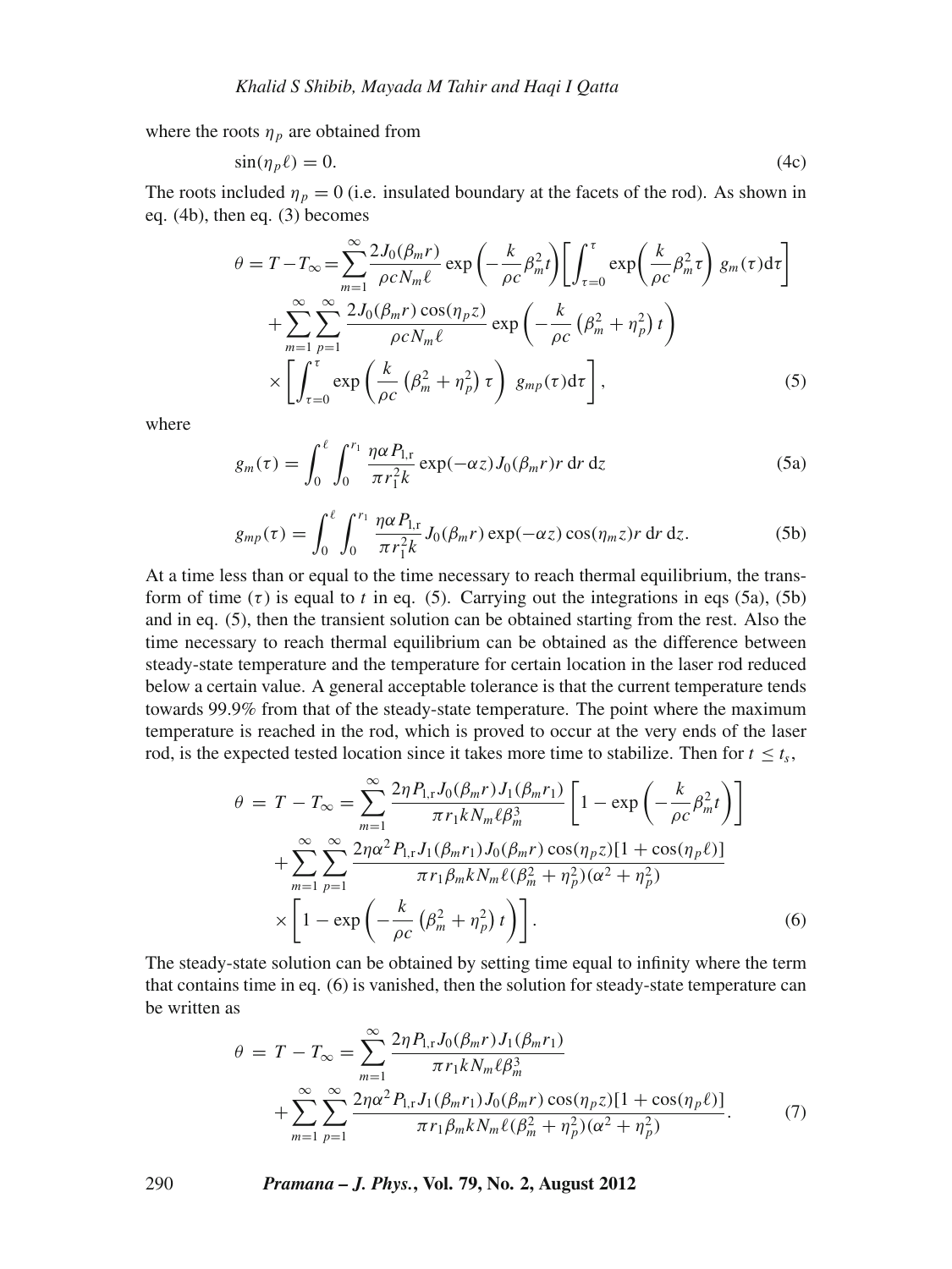where the roots $\eta_p$ are obtained from

$$\sin(\eta_p \ell) = 0. \tag{4c}$$

The roots included $\eta_p = 0$ (i.e. insulated boundary at the facets of the rod). As shown in eq. (4b), then eq. (3) becomes

$$\begin{aligned}
\theta = T - T_\infty = &\sum_{m=1}^{\infty} \frac{2J_0(\beta_m r)}{\rho c N_m \ell} \exp\left(-\frac{k}{\rho c}\beta_m^2 t\right)\left[\int_{\tau=0}^{\tau} \exp\left(\frac{k}{\rho c}\beta_m^2 \tau\right) g_m(\tau)\mathrm{d}\tau\right] \\
&+ \sum_{m=1}^{\infty}\sum_{p=1}^{\infty} \frac{2J_0(\beta_m r)\cos(\eta_p z)}{\rho c N_m \ell} \exp\left(-\frac{k}{\rho c}\left(\beta_m^2 + \eta_p^2\right) t\right) \\
&\times \left[\int_{\tau=0}^{\tau} \exp\left(\frac{k}{\rho c}\left(\beta_m^2 + \eta_p^2\right)\tau\right) g_{mp}(\tau)\mathrm{d}\tau\right],
\end{aligned} \tag{5}$$

where

$$g_m(\tau) = \int_0^{\ell}\int_0^{r_1} \frac{\eta \alpha P_{\mathrm{l,r}}}{\pi r_1^2 k} \exp(-\alpha z) J_0(\beta_m r) r \,\mathrm{d}r\,\mathrm{d}z \tag{5a}$$

$$g_{mp}(\tau) = \int_0^{\ell}\int_0^{r_1} \frac{\eta \alpha P_{\mathrm{l,r}}}{\pi r_1^2 k} J_0(\beta_m r)\exp(-\alpha z)\cos(\eta_m z) r\,\mathrm{d}r\,\mathrm{d}z. \tag{5b}$$

At a time less than or equal to the time necessary to reach thermal equilibrium, the transform of time ($\tau$) is equal to $t$ in eq. (5). Carrying out the integrations in eqs (5a), (5b) and in eq. (5), then the transient solution can be obtained starting from the rest. Also the time necessary to reach thermal equilibrium can be obtained as the difference between steady-state temperature and the temperature for certain location in the laser rod reduced below a certain value. A general acceptable tolerance is that the current temperature tends towards 99.9% from that of the steady-state temperature. The point where the maximum temperature is reached in the rod, which is proved to occur at the very ends of the laser rod, is the expected tested location since it takes more time to stabilize. Then for $t \le t_s$,

$$\begin{aligned}
\theta = T - T_\infty = &\sum_{m=1}^{\infty} \frac{2\eta P_{\mathrm{l,r}} J_0(\beta_m r) J_1(\beta_m r_1)}{\pi r_1 k N_m \ell \beta_m^3}\left[1 - \exp\left(-\frac{k}{\rho c}\beta_m^2 t\right)\right] \\
&+ \sum_{m=1}^{\infty}\sum_{p=1}^{\infty} \frac{2\eta\alpha^2 P_{\mathrm{l,r}} J_1(\beta_m r_1) J_0(\beta_m r)\cos(\eta_p z)[1+\cos(\eta_p \ell)]}{\pi r_1 \beta_m k N_m \ell(\beta_m^2+\eta_p^2)(\alpha^2+\eta_p^2)} \\
&\times \left[1 - \exp\left(-\frac{k}{\rho c}\left(\beta_m^2+\eta_p^2\right)t\right)\right].
\end{aligned} \tag{6}$$

The steady-state solution can be obtained by setting time equal to infinity where the term that contains time in eq. (6) is vanished, then the solution for steady-state temperature can be written as

$$\begin{aligned}
\theta = T - T_\infty = &\sum_{m=1}^{\infty} \frac{2\eta P_{\mathrm{l,r}} J_0(\beta_m r) J_1(\beta_m r_1)}{\pi r_1 k N_m \ell \beta_m^3} \\
&+ \sum_{m=1}^{\infty}\sum_{p=1}^{\infty} \frac{2\eta\alpha^2 P_{\mathrm{l,r}} J_1(\beta_m r_1) J_0(\beta_m r)\cos(\eta_p z)[1+\cos(\eta_p \ell)]}{\pi r_1 \beta_m k N_m \ell(\beta_m^2+\eta_p^2)(\alpha^2+\eta_p^2)}.
\end{aligned} \tag{7}$$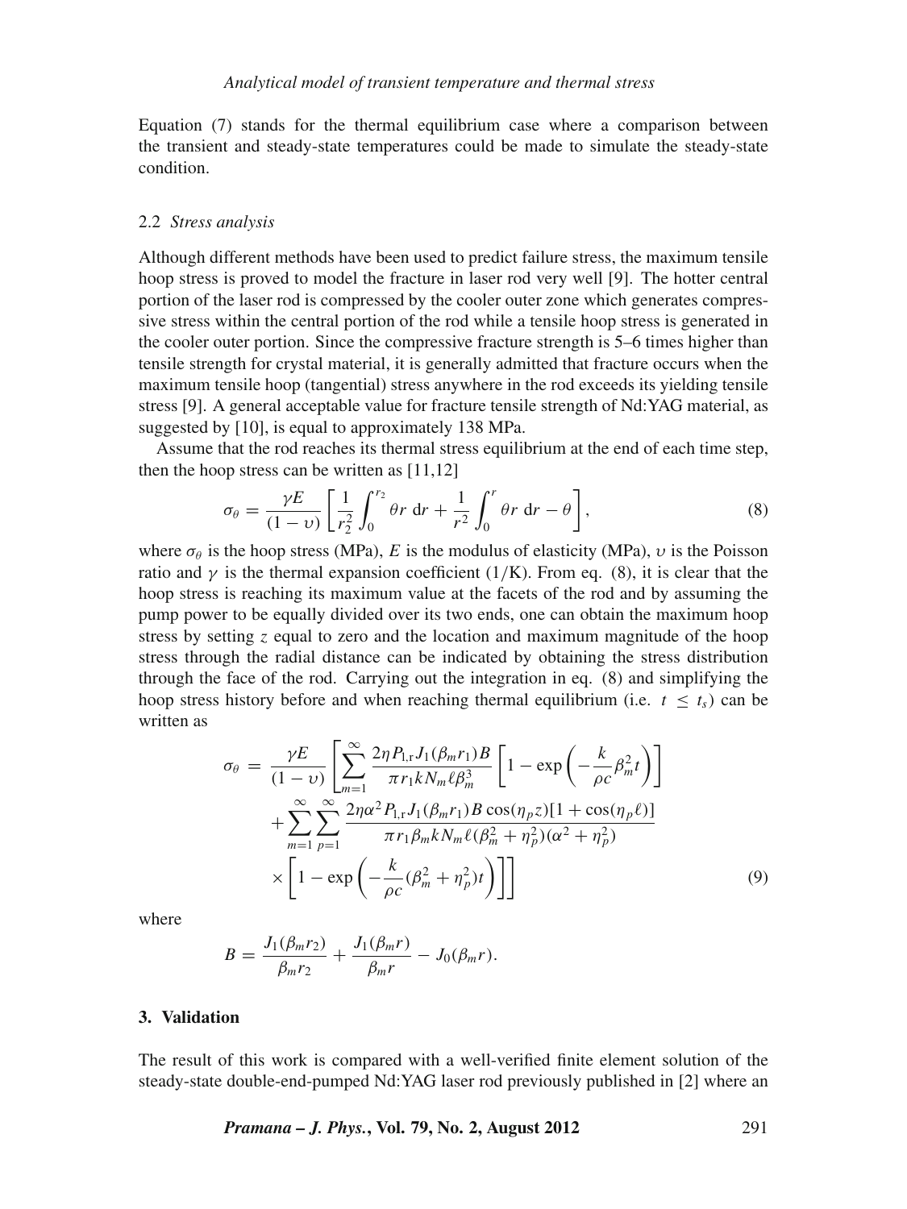Equation (7) stands for the thermal equilibrium case where a comparison between the transient and steady-state temperatures could be made to simulate the steady-state condition.

### 2.2 *Stress analysis*

Although different methods have been used to predict failure stress, the maximum tensile hoop stress is proved to model the fracture in laser rod very well [9]. The hotter central portion of the laser rod is compressed by the cooler outer zone which generates compressive stress within the central portion of the rod while a tensile hoop stress is generated in the cooler outer portion. Since the compressive fracture strength is 5–6 times higher than tensile strength for crystal material, it is generally admitted that fracture occurs when the maximum tensile hoop (tangential) stress anywhere in the rod exceeds its yielding tensile stress [9]. A general acceptable value for fracture tensile strength of Nd:YAG material, as suggested by [10], is equal to approximately 138 MPa.

Assume that the rod reaches its thermal stress equilibrium at the end of each time step, then the hoop stress can be written as [11,12]

$$\sigma_\theta = \frac{\gamma E}{(1-\upsilon)}\left[\frac{1}{r_2^2}\int_0^{r_2}\theta r\,\mathrm{d}r + \frac{1}{r^2}\int_0^{r}\theta r\,\mathrm{d}r - \theta\right], \tag{8}$$

where $\sigma_\theta$ is the hoop stress (MPa), $E$ is the modulus of elasticity (MPa), $\upsilon$ is the Poisson ratio and $\gamma$ is the thermal expansion coefficient (1/K). From eq. (8), it is clear that the hoop stress is reaching its maximum value at the facets of the rod and by assuming the pump power to be equally divided over its two ends, one can obtain the maximum hoop stress by setting $z$ equal to zero and the location and maximum magnitude of the hoop stress through the radial distance can be indicated by obtaining the stress distribution through the face of the rod. Carrying out the integration in eq. (8) and simplifying the hoop stress history before and when reaching thermal equilibrium (i.e. $t \le t_s$) can be written as

$$\begin{aligned}\sigma_\theta = \frac{\gamma E}{(1-\upsilon)}&\left[\sum_{m=1}^{\infty}\frac{2\eta P_{1,\mathrm{r}} J_1(\beta_m r_1) B}{\pi r_1 k N_m \ell \beta_m^3}\left[1-\exp\left(-\frac{k}{\rho c}\beta_m^2 t\right)\right]\right.\\ &+\sum_{m=1}^{\infty}\sum_{p=1}^{\infty}\frac{2\eta\alpha^2 P_{1,\mathrm{r}} J_1(\beta_m r_1) B\cos(\eta_p z)[1+\cos(\eta_p \ell)]}{\pi r_1 \beta_m k N_m \ell(\beta_m^2+\eta_p^2)(\alpha^2+\eta_p^2)}\\ &\left.\times\left[1-\exp\left(-\frac{k}{\rho c}(\beta_m^2+\eta_p^2)t\right)\right]\right]\end{aligned} \tag{9}$$

where

$$B = \frac{J_1(\beta_m r_2)}{\beta_m r_2} + \frac{J_1(\beta_m r)}{\beta_m r} - J_0(\beta_m r).$$

## 3. Validation

The result of this work is compared with a well-verified finite element solution of the steady-state double-end-pumped Nd:YAG laser rod previously published in [2] where an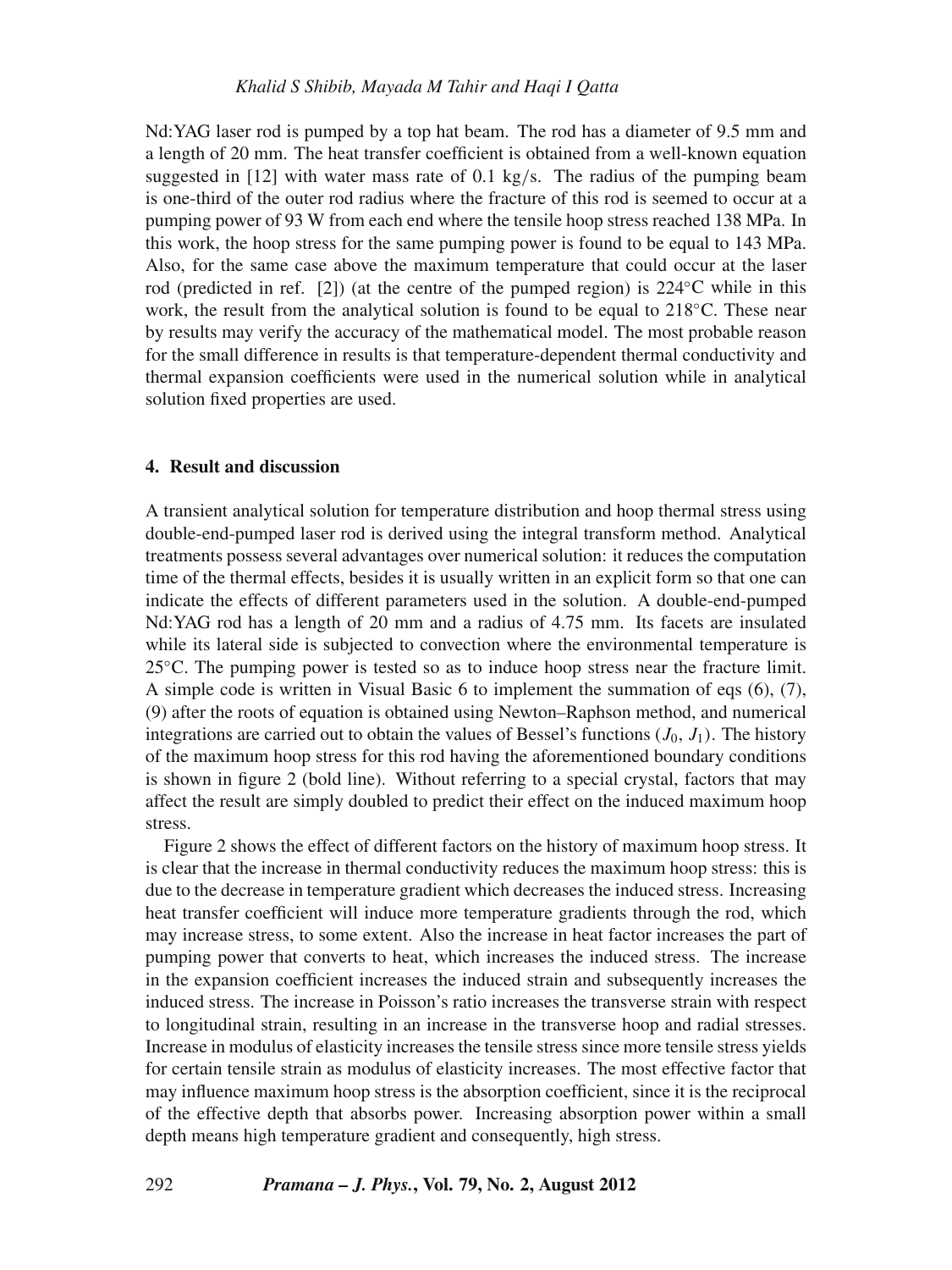Nd:YAG laser rod is pumped by a top hat beam. The rod has a diameter of 9.5 mm and a length of 20 mm. The heat transfer coefficient is obtained from a well-known equation suggested in [12] with water mass rate of 0.1 kg/s. The radius of the pumping beam is one-third of the outer rod radius where the fracture of this rod is seemed to occur at a pumping power of 93 W from each end where the tensile hoop stress reached 138 MPa. In this work, the hoop stress for the same pumping power is found to be equal to 143 MPa. Also, for the same case above the maximum temperature that could occur at the laser rod (predicted in ref. [2]) (at the centre of the pumped region) is 224°C while in this work, the result from the analytical solution is found to be equal to 218°C. These near by results may verify the accuracy of the mathematical model. The most probable reason for the small difference in results is that temperature-dependent thermal conductivity and thermal expansion coefficients were used in the numerical solution while in analytical solution fixed properties are used.

## 4. Result and discussion

A transient analytical solution for temperature distribution and hoop thermal stress using double-end-pumped laser rod is derived using the integral transform method. Analytical treatments possess several advantages over numerical solution: it reduces the computation time of the thermal effects, besides it is usually written in an explicit form so that one can indicate the effects of different parameters used in the solution. A double-end-pumped Nd:YAG rod has a length of 20 mm and a radius of 4.75 mm. Its facets are insulated while its lateral side is subjected to convection where the environmental temperature is 25°C. The pumping power is tested so as to induce hoop stress near the fracture limit. A simple code is written in Visual Basic 6 to implement the summation of eqs (6), (7), (9) after the roots of equation is obtained using Newton–Raphson method, and numerical integrations are carried out to obtain the values of Bessel's functions ($J_0$, $J_1$). The history of the maximum hoop stress for this rod having the aforementioned boundary conditions is shown in figure 2 (bold line). Without referring to a special crystal, factors that may affect the result are simply doubled to predict their effect on the induced maximum hoop stress.

Figure 2 shows the effect of different factors on the history of maximum hoop stress. It is clear that the increase in thermal conductivity reduces the maximum hoop stress: this is due to the decrease in temperature gradient which decreases the induced stress. Increasing heat transfer coefficient will induce more temperature gradients through the rod, which may increase stress, to some extent. Also the increase in heat factor increases the part of pumping power that converts to heat, which increases the induced stress. The increase in the expansion coefficient increases the induced strain and subsequently increases the induced stress. The increase in Poisson's ratio increases the transverse strain with respect to longitudinal strain, resulting in an increase in the transverse hoop and radial stresses. Increase in modulus of elasticity increases the tensile stress since more tensile stress yields for certain tensile strain as modulus of elasticity increases. The most effective factor that may influence maximum hoop stress is the absorption coefficient, since it is the reciprocal of the effective depth that absorbs power. Increasing absorption power within a small depth means high temperature gradient and consequently, high stress.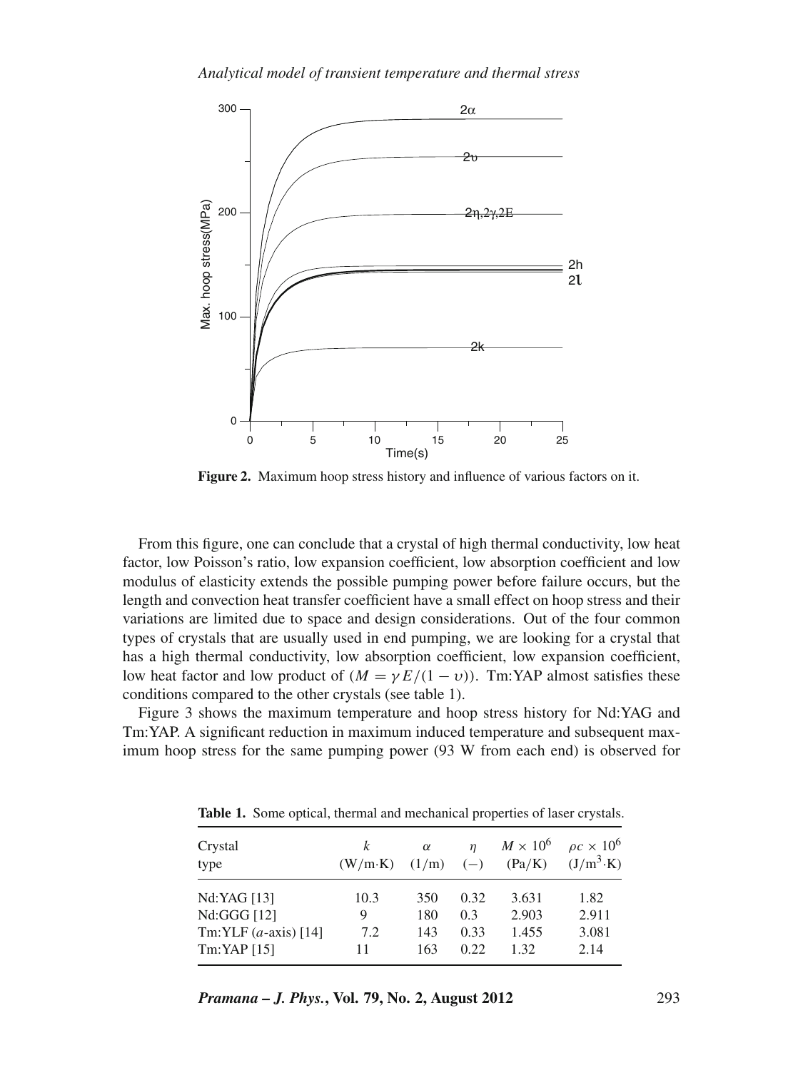**Figure 2.** Maximum hoop stress history and influence of various factors on it.

From this figure, one can conclude that a crystal of high thermal conductivity, low heat factor, low Poisson's ratio, low expansion coefficient, low absorption coefficient and low modulus of elasticity extends the possible pumping power before failure occurs, but the length and convection heat transfer coefficient have a small effect on hoop stress and their variations are limited due to space and design considerations. Out of the four common types of crystals that are usually used in end pumping, we are looking for a crystal that has a high thermal conductivity, low absorption coefficient, low expansion coefficient, low heat factor and low product of ($M = \gamma E/(1 - \upsilon)$). Tm:YAP almost satisfies these conditions compared to the other crystals (see table 1).

Figure 3 shows the maximum temperature and hoop stress history for Nd:YAG and Tm:YAP. A significant reduction in maximum induced temperature and subsequent maximum hoop stress for the same pumping power (93 W from each end) is observed for

**Table 1.** Some optical, thermal and mechanical properties of laser crystals.

| Crystal type | $k$ (W/m·K) | $\alpha$ (1/m) | $\eta$ (−) | $M \times 10^6$ (Pa/K) | $\rho c \times 10^6$ (J/m$^3$·K) |
|---|---|---|---|---|---|
| Nd:YAG [13] | 10.3 | 350 | 0.32 | 3.631 | 1.82 |
| Nd:GGG [12] | 9 | 180 | 0.3 | 2.903 | 2.911 |
| Tm:YLF ($a$-axis) [14] | 7.2 | 143 | 0.33 | 1.455 | 3.081 |
| Tm:YAP [15] | 11 | 163 | 0.22 | 1.32 | 2.14 |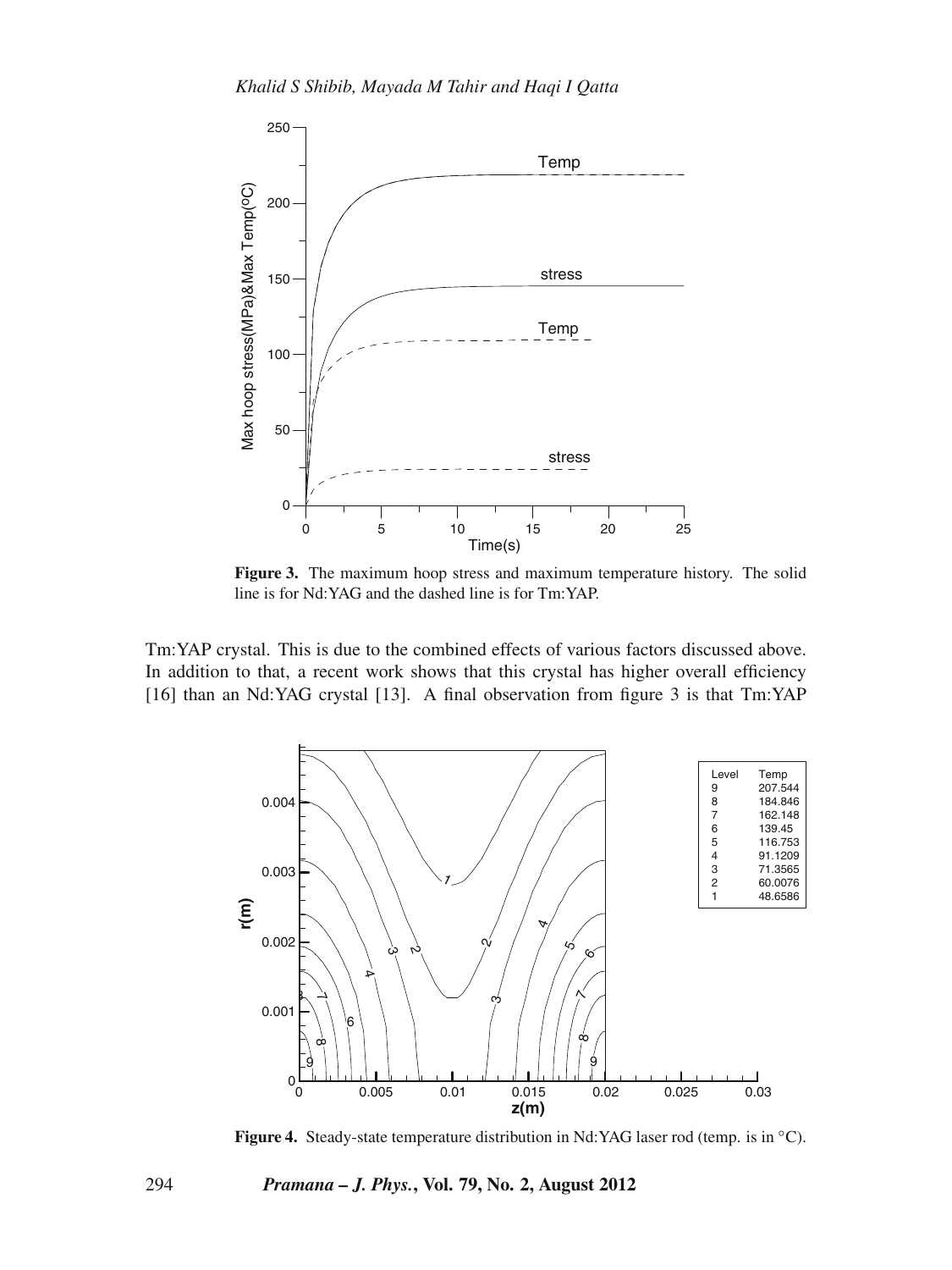**Figure 3.** The maximum hoop stress and maximum temperature history. The solid line is for Nd:YAG and the dashed line is for Tm:YAP.

Tm:YAP crystal. This is due to the combined effects of various factors discussed above. In addition to that, a recent work shows that this crystal has higher overall efficiency [16] than an Nd:YAG crystal [13]. A final observation from figure 3 is that Tm:YAP

**Figure 4.** Steady-state temperature distribution in Nd:YAG laser rod (temp. is in °C).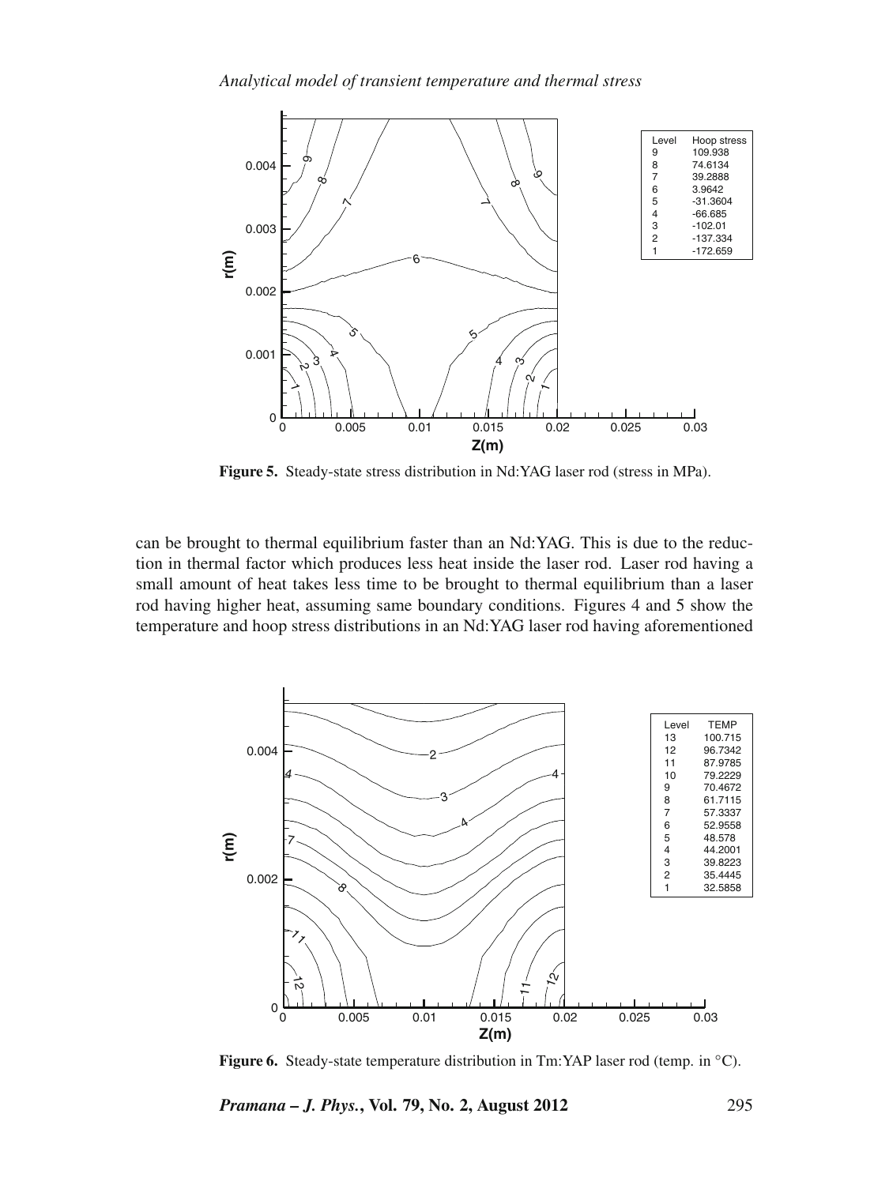**Figure 5.** Steady-state stress distribution in Nd:YAG laser rod (stress in MPa).

can be brought to thermal equilibrium faster than an Nd:YAG. This is due to the reduction in thermal factor which produces less heat inside the laser rod. Laser rod having a small amount of heat takes less time to be brought to thermal equilibrium than a laser rod having higher heat, assuming same boundary conditions. Figures 4 and 5 show the temperature and hoop stress distributions in an Nd:YAG laser rod having aforementioned

**Figure 6.** Steady-state temperature distribution in Tm:YAP laser rod (temp. in °C).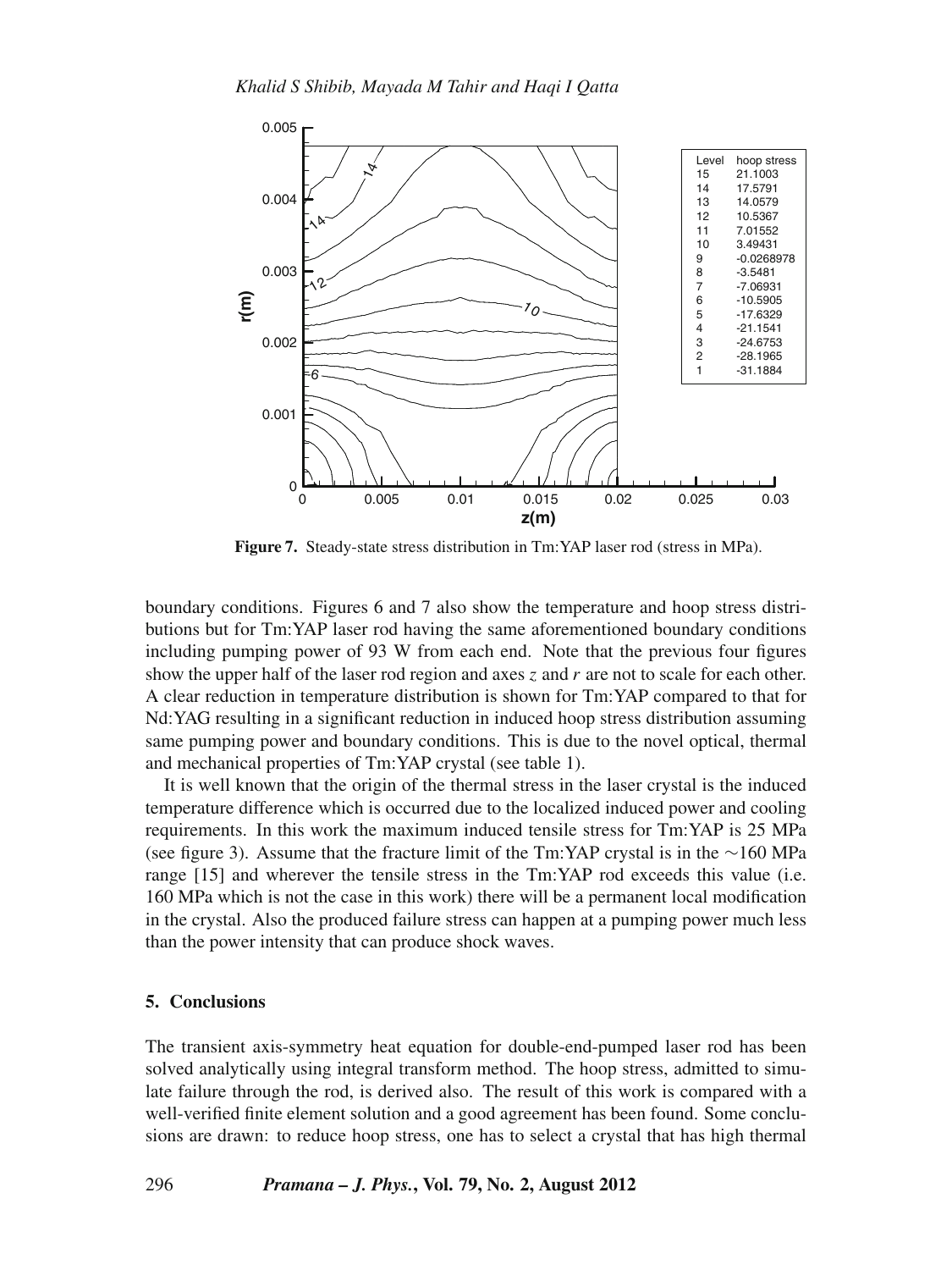**Figure 7.** Steady-state stress distribution in Tm:YAP laser rod (stress in MPa).

boundary conditions. Figures 6 and 7 also show the temperature and hoop stress distributions but for Tm:YAP laser rod having the same aforementioned boundary conditions including pumping power of 93 W from each end. Note that the previous four figures show the upper half of the laser rod region and axes $z$ and $r$ are not to scale for each other. A clear reduction in temperature distribution is shown for Tm:YAP compared to that for Nd:YAG resulting in a significant reduction in induced hoop stress distribution assuming same pumping power and boundary conditions. This is due to the novel optical, thermal and mechanical properties of Tm:YAP crystal (see table 1).

It is well known that the origin of the thermal stress in the laser crystal is the induced temperature difference which is occurred due to the localized induced power and cooling requirements. In this work the maximum induced tensile stress for Tm:YAP is 25 MPa (see figure 3). Assume that the fracture limit of the Tm:YAP crystal is in the ∼160 MPa range [15] and wherever the tensile stress in the Tm:YAP rod exceeds this value (i.e. 160 MPa which is not the case in this work) there will be a permanent local modification in the crystal. Also the produced failure stress can happen at a pumping power much less than the power intensity that can produce shock waves.

## 5. Conclusions

The transient axis-symmetry heat equation for double-end-pumped laser rod has been solved analytically using integral transform method. The hoop stress, admitted to simulate failure through the rod, is derived also. The result of this work is compared with a well-verified finite element solution and a good agreement has been found. Some conclusions are drawn: to reduce hoop stress, one has to select a crystal that has high thermal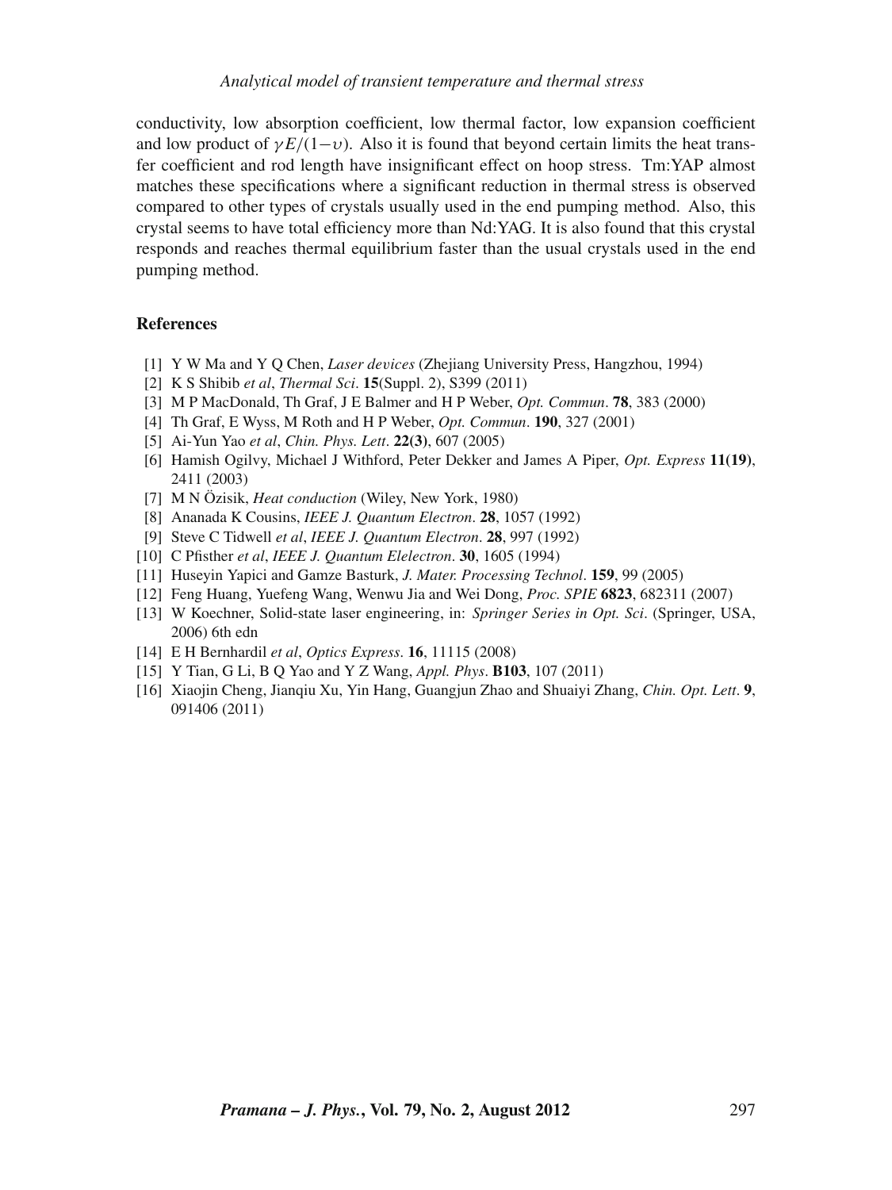conductivity, low absorption coefficient, low thermal factor, low expansion coefficient and low product of $\gamma E/(1-\upsilon)$. Also it is found that beyond certain limits the heat transfer coefficient and rod length have insignificant effect on hoop stress. Tm:YAP almost matches these specifications where a significant reduction in thermal stress is observed compared to other types of crystals usually used in the end pumping method. Also, this crystal seems to have total efficiency more than Nd:YAG. It is also found that this crystal responds and reaches thermal equilibrium faster than the usual crystals used in the end pumping method.

## References

[1] Y W Ma and Y Q Chen, *Laser devices* (Zhejiang University Press, Hangzhou, 1994)

[2] K S Shibib *et al*, *Thermal Sci*. **15**(Suppl. 2), S399 (2011)

[3] M P MacDonald, Th Graf, J E Balmer and H P Weber, *Opt. Commun*. **78**, 383 (2000)

[4] Th Graf, E Wyss, M Roth and H P Weber, *Opt. Commun*. **190**, 327 (2001)

[5] Ai-Yun Yao *et al*, *Chin. Phys. Lett*. **22(3)**, 607 (2005)

[6] Hamish Ogilvy, Michael J Withford, Peter Dekker and James A Piper, *Opt. Express* **11(19)**, 2411 (2003)

[7] M N Özisik, *Heat conduction* (Wiley, New York, 1980)

[8] Ananada K Cousins, *IEEE J. Quantum Electron*. **28**, 1057 (1992)

[9] Steve C Tidwell *et al*, *IEEE J. Quantum Electron*. **28**, 997 (1992)

[10] C Pfisther *et al*, *IEEE J. Quantum Elelectron*. **30**, 1605 (1994)

[11] Huseyin Yapici and Gamze Basturk, *J. Mater. Processing Technol*. **159**, 99 (2005)

[12] Feng Huang, Yuefeng Wang, Wenwu Jia and Wei Dong, *Proc. SPIE* **6823**, 682311 (2007)

[13] W Koechner, Solid-state laser engineering, in: *Springer Series in Opt. Sci*. (Springer, USA, 2006) 6th edn

[14] E H Bernhardil *et al*, *Optics Express*. **16**, 11115 (2008)

[15] Y Tian, G Li, B Q Yao and Y Z Wang, *Appl. Phys*. **B103**, 107 (2011)

[16] Xiaojin Cheng, Jianqiu Xu, Yin Hang, Guangjun Zhao and Shuaiyi Zhang, *Chin. Opt. Lett*. **9**, 091406 (2011)